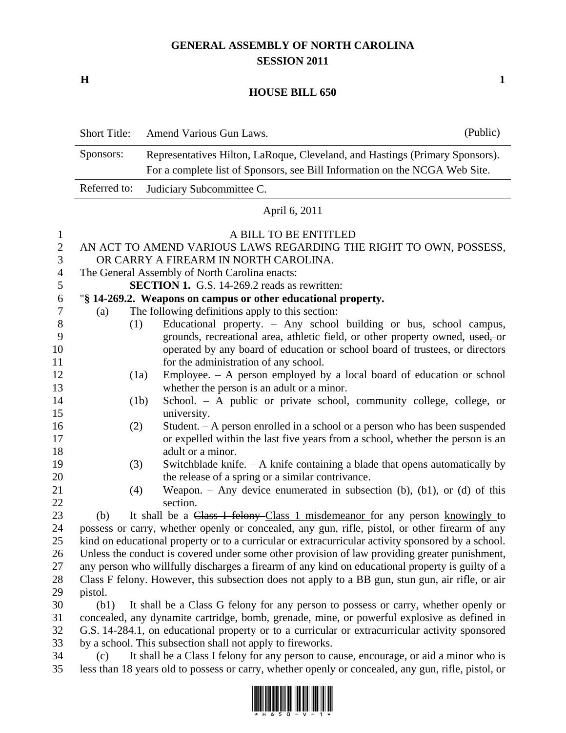# GENERAL ASSEMBLY OF NORTH CAROLINA
## SESSION 2011

**H** **1**

## HOUSE BILL 650

| Short Title: | Amend Various Gun Laws. | (Public) |
| --- | --- | --- |
| Sponsors: | Representatives Hilton, LaRoque, Cleveland, and Hastings (Primary Sponsors). For a complete list of Sponsors, see Bill Information on the NCGA Web Site. | |
| Referred to: | Judiciary Subcommittee C. | |

April 6, 2011

A BILL TO BE ENTITLED

AN ACT TO AMEND VARIOUS LAWS REGARDING THE RIGHT TO OWN, POSSESS, OR CARRY A FIREARM IN NORTH CAROLINA.

The General Assembly of North Carolina enacts:

**SECTION 1.** G.S. 14-269.2 reads as rewritten:

"**§ 14-269.2. Weapons on campus or other educational property.**

(a) The following definitions apply to this section:

(1) Educational property. – Any school building or bus, school campus, grounds, recreational area, athletic field, or other property owned, ~~used,~~ or operated by any board of education or school board of trustees, or directors for the administration of any school.

(1a) Employee. – A person employed by a local board of education or school whether the person is an adult or a minor.

(1b) School. – A public or private school, community college, college, or university.

(2) Student. – A person enrolled in a school or a person who has been suspended or expelled within the last five years from a school, whether the person is an adult or a minor.

(3) Switchblade knife. – A knife containing a blade that opens automatically by the release of a spring or a similar contrivance.

(4) Weapon. – Any device enumerated in subsection (b), (b1), or (d) of this section.

(b) It shall be a ~~Class I felony~~ <u>Class 1 misdemeanor</u> for any person <u>knowingly</u> to possess or carry, whether openly or concealed, any gun, rifle, pistol, or other firearm of any kind on educational property or to a curricular or extracurricular activity sponsored by a school. Unless the conduct is covered under some other provision of law providing greater punishment, any person who willfully discharges a firearm of any kind on educational property is guilty of a Class F felony. However, this subsection does not apply to a BB gun, stun gun, air rifle, or air pistol.

(b1) It shall be a Class G felony for any person to possess or carry, whether openly or concealed, any dynamite cartridge, bomb, grenade, mine, or powerful explosive as defined in G.S. 14-284.1, on educational property or to a curricular or extracurricular activity sponsored by a school. This subsection shall not apply to fireworks.

(c) It shall be a Class I felony for any person to cause, encourage, or aid a minor who is less than 18 years old to possess or carry, whether openly or concealed, any gun, rifle, pistol, or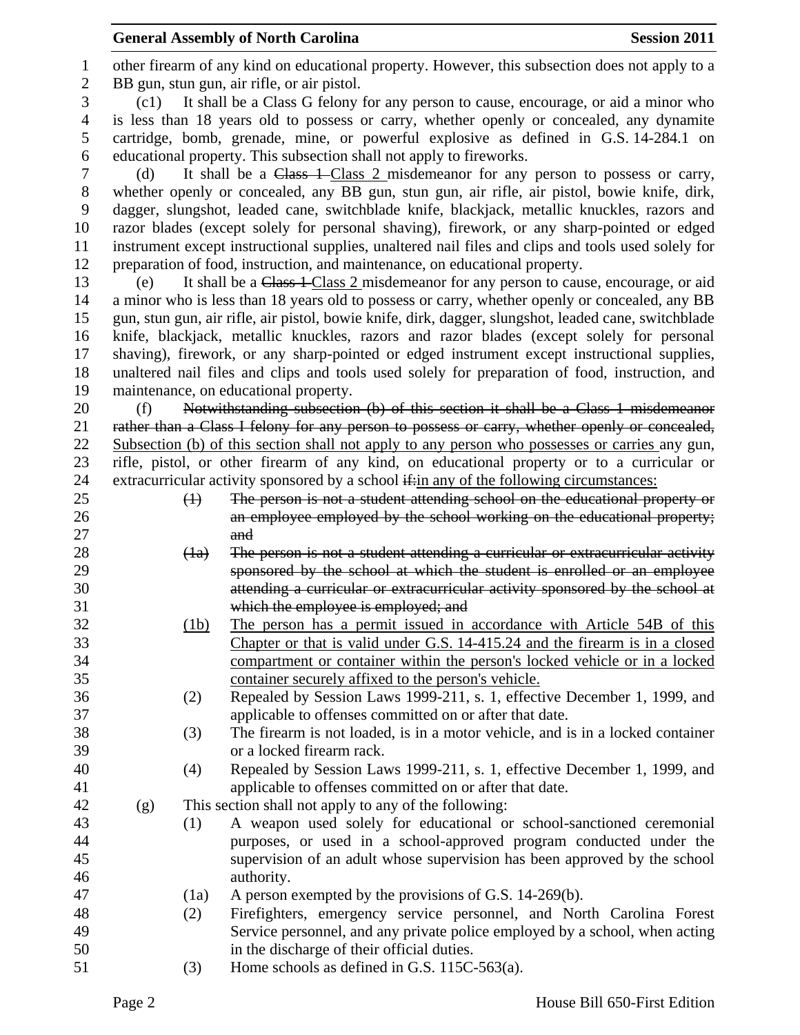other firearm of any kind on educational property. However, this subsection does not apply to a BB gun, stun gun, air rifle, or air pistol.

(c1) It shall be a Class G felony for any person to cause, encourage, or aid a minor who is less than 18 years old to possess or carry, whether openly or concealed, any dynamite cartridge, bomb, grenade, mine, or powerful explosive as defined in G.S. 14-284.1 on educational property. This subsection shall not apply to fireworks.

(d) It shall be a ~~Class 1~~ Class 2 misdemeanor for any person to possess or carry, whether openly or concealed, any BB gun, stun gun, air rifle, air pistol, bowie knife, dirk, dagger, slungshot, leaded cane, switchblade knife, blackjack, metallic knuckles, razors and razor blades (except solely for personal shaving), firework, or any sharp-pointed or edged instrument except instructional supplies, unaltered nail files and clips and tools used solely for preparation of food, instruction, and maintenance, on educational property.

(e) It shall be a ~~Class 1~~ Class 2 misdemeanor for any person to cause, encourage, or aid a minor who is less than 18 years old to possess or carry, whether openly or concealed, any BB gun, stun gun, air rifle, air pistol, bowie knife, dirk, dagger, slungshot, leaded cane, switchblade knife, blackjack, metallic knuckles, razors and razor blades (except solely for personal shaving), firework, or any sharp-pointed or edged instrument except instructional supplies, unaltered nail files and clips and tools used solely for preparation of food, instruction, and maintenance, on educational property.

(f) ~~Notwithstanding subsection (b) of this section it shall be a Class 1 misdemeanor rather than a Class I felony for any person to possess or carry, whether openly or concealed,~~ Subsection (b) of this section shall not apply to any person who possesses or carries any gun, rifle, pistol, or other firearm of any kind, on educational property or to a curricular or extracurricular activity sponsored by a school ~~if:~~in any of the following circumstances:

- ~~(1) The person is not a student attending school on the educational property or an employee employed by the school working on the educational property; and~~
- ~~(1a) The person is not a student attending a curricular or extracurricular activity sponsored by the school at which the student is enrolled or an employee attending a curricular or extracurricular activity sponsored by the school at which the employee is employed; and~~
- (1b) The person has a permit issued in accordance with Article 54B of this Chapter or that is valid under G.S. 14-415.24 and the firearm is in a closed compartment or container within the person's locked vehicle or in a locked container securely affixed to the person's vehicle.
- (2) Repealed by Session Laws 1999-211, s. 1, effective December 1, 1999, and applicable to offenses committed on or after that date.
- (3) The firearm is not loaded, is in a motor vehicle, and is in a locked container or a locked firearm rack.
- (4) Repealed by Session Laws 1999-211, s. 1, effective December 1, 1999, and applicable to offenses committed on or after that date.

(g) This section shall not apply to any of the following:

- (1) A weapon used solely for educational or school-sanctioned ceremonial purposes, or used in a school-approved program conducted under the supervision of an adult whose supervision has been approved by the school authority.
- (1a) A person exempted by the provisions of G.S. 14-269(b).
- (2) Firefighters, emergency service personnel, and North Carolina Forest Service personnel, and any private police employed by a school, when acting in the discharge of their official duties.
- (3) Home schools as defined in G.S. 115C-563(a).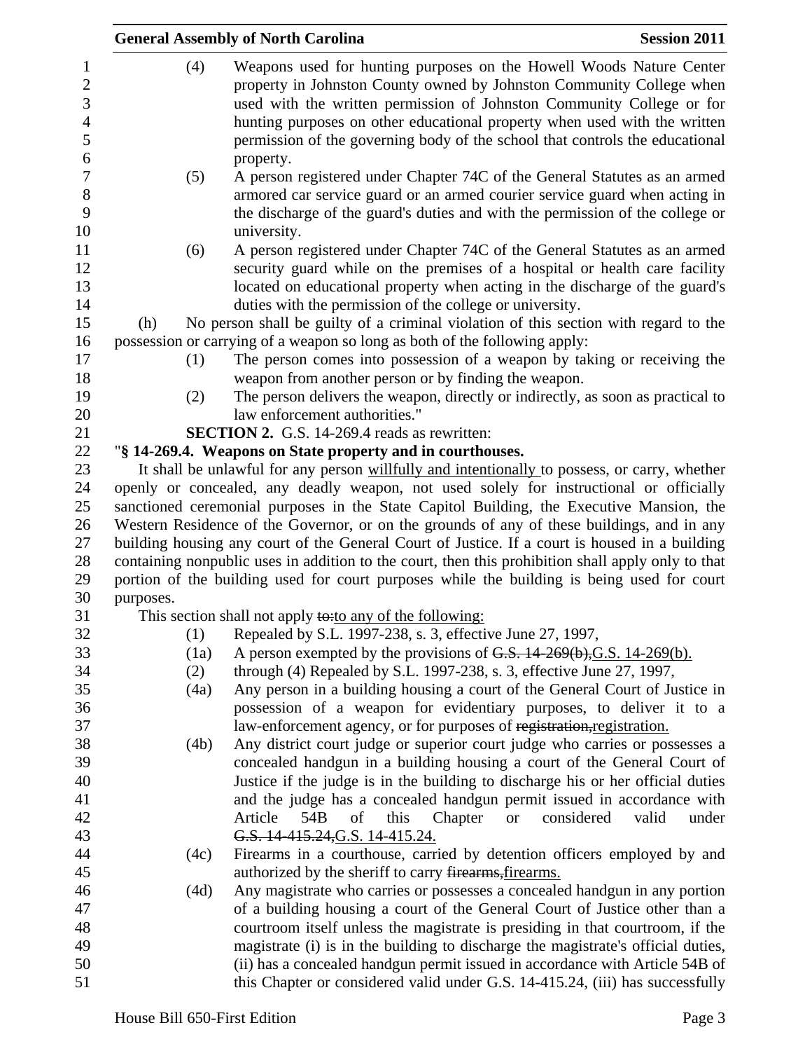(4) Weapons used for hunting purposes on the Howell Woods Nature Center property in Johnston County owned by Johnston Community College when used with the written permission of Johnston Community College or for hunting purposes on other educational property when used with the written permission of the governing body of the school that controls the educational property.

(5) A person registered under Chapter 74C of the General Statutes as an armed armored car service guard or an armed courier service guard when acting in the discharge of the guard's duties and with the permission of the college or university.

(6) A person registered under Chapter 74C of the General Statutes as an armed security guard while on the premises of a hospital or health care facility located on educational property when acting in the discharge of the guard's duties with the permission of the college or university.

(h) No person shall be guilty of a criminal violation of this section with regard to the possession or carrying of a weapon so long as both of the following apply:

(1) The person comes into possession of a weapon by taking or receiving the weapon from another person or by finding the weapon.

(2) The person delivers the weapon, directly or indirectly, as soon as practical to law enforcement authorities."

**SECTION 2.** G.S. 14-269.4 reads as rewritten:

"**§ 14-269.4. Weapons on State property and in courthouses.**

It shall be unlawful for any person willfully and intentionally to possess, or carry, whether openly or concealed, any deadly weapon, not used solely for instructional or officially sanctioned ceremonial purposes in the State Capitol Building, the Executive Mansion, the Western Residence of the Governor, or on the grounds of any of these buildings, and in any building housing any court of the General Court of Justice. If a court is housed in a building containing nonpublic uses in addition to the court, then this prohibition shall apply only to that portion of the building used for court purposes while the building is being used for court purposes.

This section shall not apply ~~to:~~to any of the following:

(1) Repealed by S.L. 1997-238, s. 3, effective June 27, 1997,

(1a) A person exempted by the provisions of ~~G.S. 14-269(b),~~G.S. 14-269(b).

(2) through (4) Repealed by S.L. 1997-238, s. 3, effective June 27, 1997,

(4a) Any person in a building housing a court of the General Court of Justice in possession of a weapon for evidentiary purposes, to deliver it to a law-enforcement agency, or for purposes of ~~registration,~~registration.

(4b) Any district court judge or superior court judge who carries or possesses a concealed handgun in a building housing a court of the General Court of Justice if the judge is in the building to discharge his or her official duties and the judge has a concealed handgun permit issued in accordance with Article 54B of this Chapter or considered valid under ~~G.S. 14-415.24,~~G.S. 14-415.24.

(4c) Firearms in a courthouse, carried by detention officers employed by and authorized by the sheriff to carry ~~firearms,~~firearms.

(4d) Any magistrate who carries or possesses a concealed handgun in any portion of a building housing a court of the General Court of Justice other than a courtroom itself unless the magistrate is presiding in that courtroom, if the magistrate (i) is in the building to discharge the magistrate's official duties, (ii) has a concealed handgun permit issued in accordance with Article 54B of this Chapter or considered valid under G.S. 14-415.24, (iii) has successfully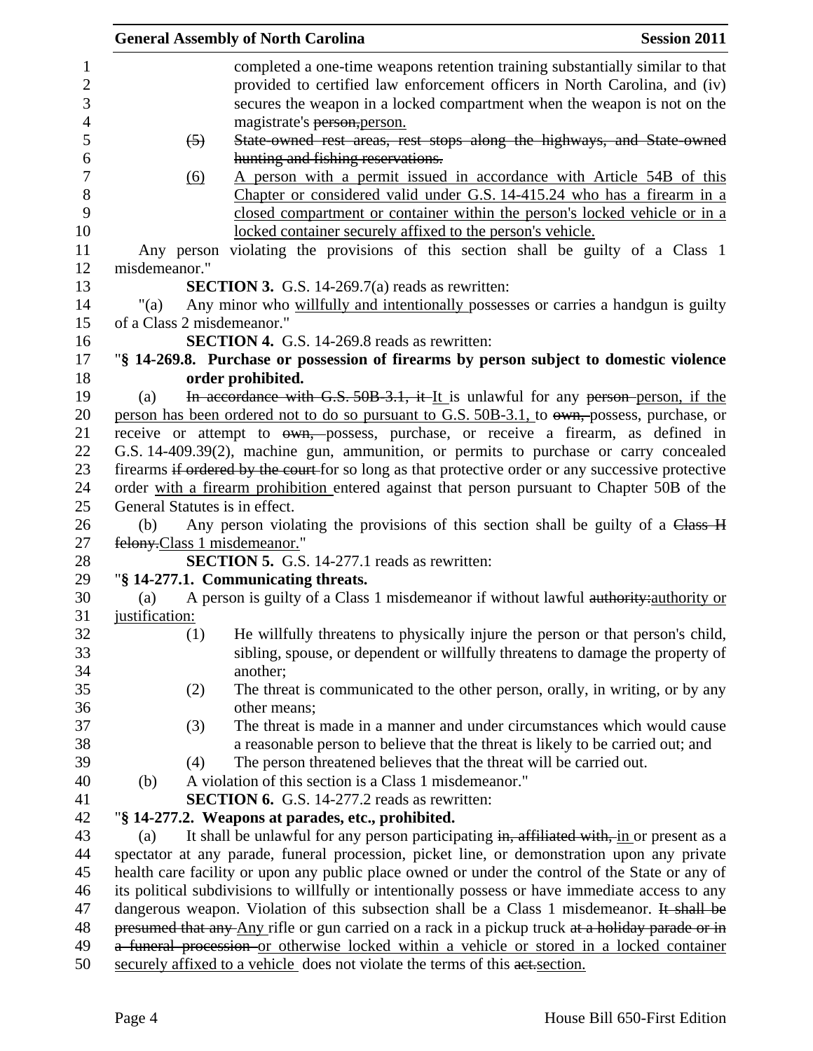completed a one-time weapons retention training substantially similar to that provided to certified law enforcement officers in North Carolina, and (iv) secures the weapon in a locked compartment when the weapon is not on the magistrate's ~~person,~~person.

~~(5) State-owned rest areas, rest stops along the highways, and State-owned hunting and fishing reservations.~~

(6) A person with a permit issued in accordance with Article 54B of this Chapter or considered valid under G.S. 14-415.24 who has a firearm in a closed compartment or container within the person's locked vehicle or in a locked container securely affixed to the person's vehicle.

Any person violating the provisions of this section shall be guilty of a Class 1 misdemeanor."

**SECTION 3.** G.S. 14-269.7(a) reads as rewritten:

"(a) Any minor who willfully and intentionally possesses or carries a handgun is guilty of a Class 2 misdemeanor."

**SECTION 4.** G.S. 14-269.8 reads as rewritten:

"**§ 14-269.8. Purchase or possession of firearms by person subject to domestic violence order prohibited.**

(a) ~~In accordance with G.S. 50B-3.1, it~~ It is unlawful for any ~~person~~ person, if the person has been ordered not to do so pursuant to G.S. 50B-3.1, to ~~own,~~ possess, purchase, or receive or attempt to ~~own,~~ possess, purchase, or receive a firearm, as defined in G.S. 14-409.39(2), machine gun, ammunition, or permits to purchase or carry concealed firearms ~~if ordered by the court~~ for so long as that protective order or any successive protective order with a firearm prohibition entered against that person pursuant to Chapter 50B of the General Statutes is in effect.

(b) Any person violating the provisions of this section shall be guilty of a ~~Class H felony.~~Class 1 misdemeanor."

**SECTION 5.** G.S. 14-277.1 reads as rewritten:

"**§ 14-277.1. Communicating threats.**

(a) A person is guilty of a Class 1 misdemeanor if without lawful ~~authority:~~authority or justification:

(1) He willfully threatens to physically injure the person or that person's child, sibling, spouse, or dependent or willfully threatens to damage the property of another;

(2) The threat is communicated to the other person, orally, in writing, or by any other means;

(3) The threat is made in a manner and under circumstances which would cause a reasonable person to believe that the threat is likely to be carried out; and

(4) The person threatened believes that the threat will be carried out.

(b) A violation of this section is a Class 1 misdemeanor."

**SECTION 6.** G.S. 14-277.2 reads as rewritten:

"**§ 14-277.2. Weapons at parades, etc., prohibited.**

(a) It shall be unlawful for any person participating ~~in, affiliated with,~~ in or present as a spectator at any parade, funeral procession, picket line, or demonstration upon any private health care facility or upon any public place owned or under the control of the State or any of its political subdivisions to willfully or intentionally possess or have immediate access to any dangerous weapon. Violation of this subsection shall be a Class 1 misdemeanor. ~~It shall be presumed that any~~ Any rifle or gun carried on a rack in a pickup truck ~~at a holiday parade or in a funeral procession~~ or otherwise locked within a vehicle or stored in a locked container securely affixed to a vehicle does not violate the terms of this ~~act.~~section.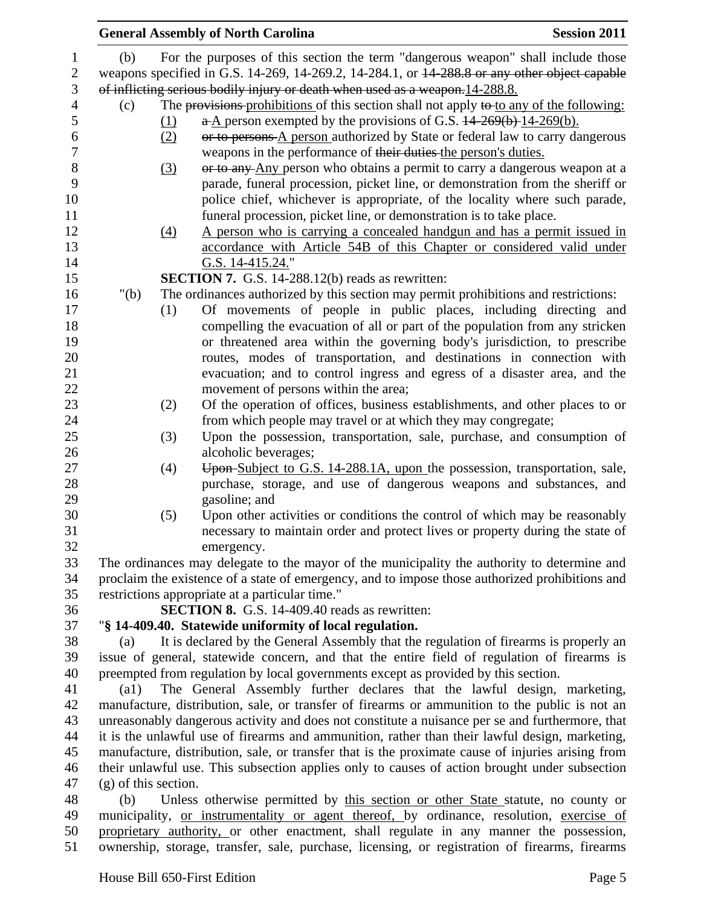(b) For the purposes of this section the term "dangerous weapon" shall include those weapons specified in G.S. 14-269, 14-269.2, 14-284.1, or ~~14-288.8 or any other object capable of inflicting serious bodily injury or death when used as a weapon.~~14-288.8.

(c) The ~~provisions~~ prohibitions of this section shall not apply ~~to~~ to any of the following:

(1) ~~a~~ A person exempted by the provisions of G.S. ~~14-269(b)~~ 14-269(b).

(2) ~~or to persons~~ A person authorized by State or federal law to carry dangerous weapons in the performance of ~~their duties~~ the person's duties.

(3) ~~or to any~~ Any person who obtains a permit to carry a dangerous weapon at a parade, funeral procession, picket line, or demonstration from the sheriff or police chief, whichever is appropriate, of the locality where such parade, funeral procession, picket line, or demonstration is to take place.

(4) A person who is carrying a concealed handgun and has a permit issued in accordance with Article 54B of this Chapter or considered valid under G.S. 14-415.24."

**SECTION 7.** G.S. 14-288.12(b) reads as rewritten:

"(b) The ordinances authorized by this section may permit prohibitions and restrictions:

(1) Of movements of people in public places, including directing and compelling the evacuation of all or part of the population from any stricken or threatened area within the governing body's jurisdiction, to prescribe routes, modes of transportation, and destinations in connection with evacuation; and to control ingress and egress of a disaster area, and the movement of persons within the area;

(2) Of the operation of offices, business establishments, and other places to or from which people may travel or at which they may congregate;

(3) Upon the possession, transportation, sale, purchase, and consumption of alcoholic beverages;

(4) ~~Upon~~ Subject to G.S. 14-288.1A, upon the possession, transportation, sale, purchase, storage, and use of dangerous weapons and substances, and gasoline; and

(5) Upon other activities or conditions the control of which may be reasonably necessary to maintain order and protect lives or property during the state of emergency.

The ordinances may delegate to the mayor of the municipality the authority to determine and proclaim the existence of a state of emergency, and to impose those authorized prohibitions and restrictions appropriate at a particular time."

**SECTION 8.** G.S. 14-409.40 reads as rewritten:

"**§ 14-409.40. Statewide uniformity of local regulation.**

(a) It is declared by the General Assembly that the regulation of firearms is properly an issue of general, statewide concern, and that the entire field of regulation of firearms is preempted from regulation by local governments except as provided by this section.

(a1) The General Assembly further declares that the lawful design, marketing, manufacture, distribution, sale, or transfer of firearms or ammunition to the public is not an unreasonably dangerous activity and does not constitute a nuisance per se and furthermore, that it is the unlawful use of firearms and ammunition, rather than their lawful design, marketing, manufacture, distribution, sale, or transfer that is the proximate cause of injuries arising from their unlawful use. This subsection applies only to causes of action brought under subsection (g) of this section.

(b) Unless otherwise permitted by this section or other State statute, no county or municipality, or instrumentality or agent thereof, by ordinance, resolution, exercise of proprietary authority, or other enactment, shall regulate in any manner the possession, ownership, storage, transfer, sale, purchase, licensing, or registration of firearms, firearms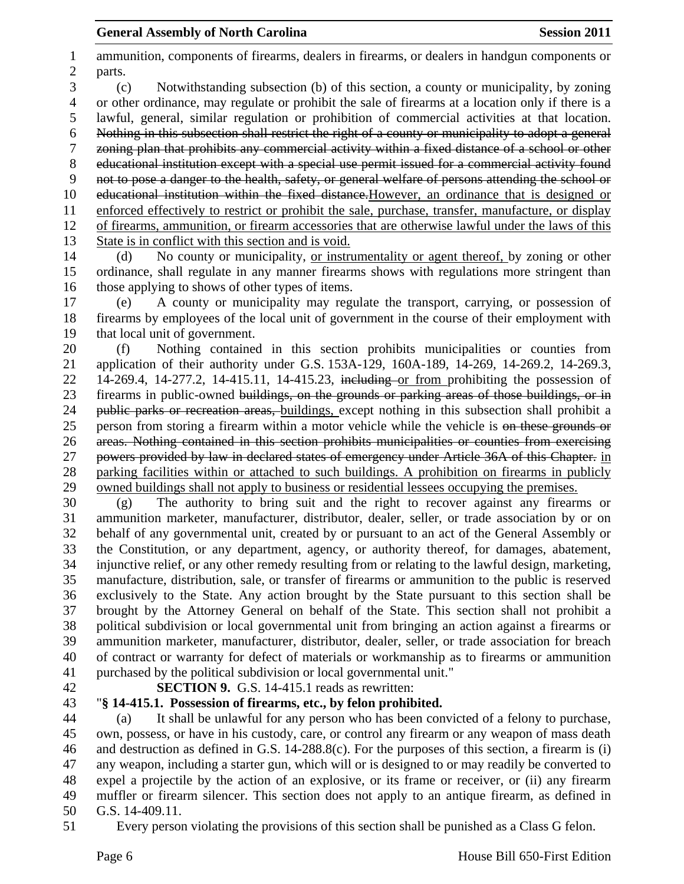ammunition, components of firearms, dealers in firearms, or dealers in handgun components or parts.

(c) Notwithstanding subsection (b) of this section, a county or municipality, by zoning or other ordinance, may regulate or prohibit the sale of firearms at a location only if there is a lawful, general, similar regulation or prohibition of commercial activities at that location. ~~Nothing in this subsection shall restrict the right of a county or municipality to adopt a general zoning plan that prohibits any commercial activity within a fixed distance of a school or other educational institution except with a special use permit issued for a commercial activity found not to pose a danger to the health, safety, or general welfare of persons attending the school or educational institution within the fixed distance.~~<u>However, an ordinance that is designed or enforced effectively to restrict or prohibit the sale, purchase, transfer, manufacture, or display of firearms, ammunition, or firearm accessories that are otherwise lawful under the laws of this State is in conflict with this section and is void.</u>

(d) No county or municipality, <u>or instrumentality or agent thereof,</u> by zoning or other ordinance, shall regulate in any manner firearms shows with regulations more stringent than those applying to shows of other types of items.

(e) A county or municipality may regulate the transport, carrying, or possession of firearms by employees of the local unit of government in the course of their employment with that local unit of government.

(f) Nothing contained in this section prohibits municipalities or counties from application of their authority under G.S. 153A-129, 160A-189, 14-269, 14-269.2, 14-269.3, 14-269.4, 14-277.2, 14-415.11, 14-415.23, ~~including~~ <u>or from</u> prohibiting the possession of firearms in public-owned ~~buildings, on the grounds or parking areas of those buildings, or in public parks or recreation areas,~~ <u>buildings,</u> except nothing in this subsection shall prohibit a person from storing a firearm within a motor vehicle while the vehicle is ~~on these grounds or areas. Nothing contained in this section prohibits municipalities or counties from exercising powers provided by law in declared states of emergency under Article 36A of this Chapter.~~ <u>in parking facilities within or attached to such buildings. A prohibition on firearms in publicly owned buildings shall not apply to business or residential lessees occupying the premises.</u>

(g) The authority to bring suit and the right to recover against any firearms or ammunition marketer, manufacturer, distributor, dealer, seller, or trade association by or on behalf of any governmental unit, created by or pursuant to an act of the General Assembly or the Constitution, or any department, agency, or authority thereof, for damages, abatement, injunctive relief, or any other remedy resulting from or relating to the lawful design, marketing, manufacture, distribution, sale, or transfer of firearms or ammunition to the public is reserved exclusively to the State. Any action brought by the State pursuant to this section shall be brought by the Attorney General on behalf of the State. This section shall not prohibit a political subdivision or local governmental unit from bringing an action against a firearms or ammunition marketer, manufacturer, distributor, dealer, seller, or trade association for breach of contract or warranty for defect of materials or workmanship as to firearms or ammunition purchased by the political subdivision or local governmental unit."

**SECTION 9.** G.S. 14-415.1 reads as rewritten:

"**§ 14-415.1. Possession of firearms, etc., by felon prohibited.**

(a) It shall be unlawful for any person who has been convicted of a felony to purchase, own, possess, or have in his custody, care, or control any firearm or any weapon of mass death and destruction as defined in G.S. 14-288.8(c). For the purposes of this section, a firearm is (i) any weapon, including a starter gun, which will or is designed to or may readily be converted to expel a projectile by the action of an explosive, or its frame or receiver, or (ii) any firearm muffler or firearm silencer. This section does not apply to an antique firearm, as defined in G.S. 14-409.11.

Every person violating the provisions of this section shall be punished as a Class G felon.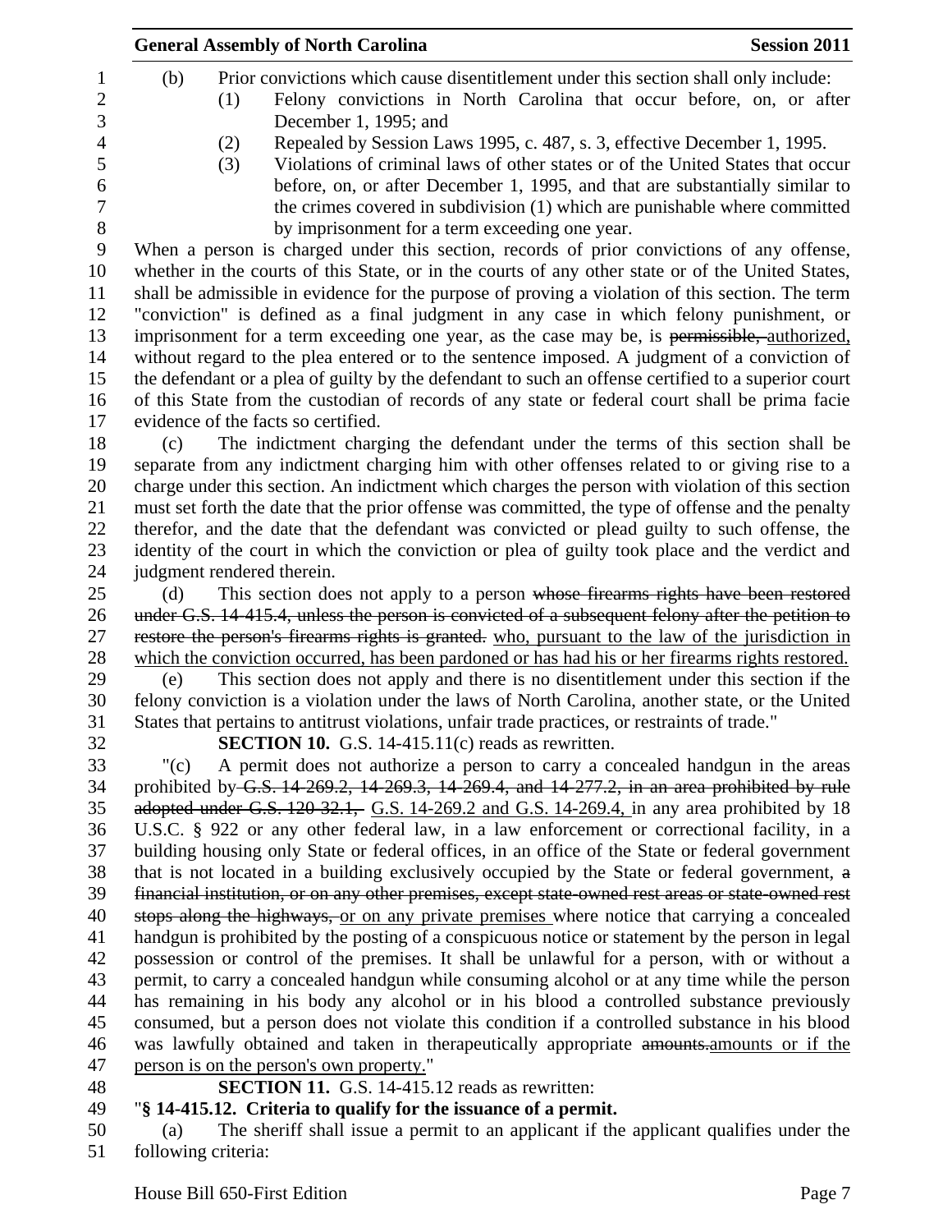(b) Prior convictions which cause disentitlement under this section shall only include:

(1) Felony convictions in North Carolina that occur before, on, or after December 1, 1995; and

(2) Repealed by Session Laws 1995, c. 487, s. 3, effective December 1, 1995.

(3) Violations of criminal laws of other states or of the United States that occur before, on, or after December 1, 1995, and that are substantially similar to the crimes covered in subdivision (1) which are punishable where committed by imprisonment for a term exceeding one year.

When a person is charged under this section, records of prior convictions of any offense, whether in the courts of this State, or in the courts of any other state or of the United States, shall be admissible in evidence for the purpose of proving a violation of this section. The term "conviction" is defined as a final judgment in any case in which felony punishment, or imprisonment for a term exceeding one year, as the case may be, is ~~permissible,~~ authorized, without regard to the plea entered or to the sentence imposed. A judgment of a conviction of the defendant or a plea of guilty by the defendant to such an offense certified to a superior court of this State from the custodian of records of any state or federal court shall be prima facie evidence of the facts so certified.

(c) The indictment charging the defendant under the terms of this section shall be separate from any indictment charging him with other offenses related to or giving rise to a charge under this section. An indictment which charges the person with violation of this section must set forth the date that the prior offense was committed, the type of offense and the penalty therefor, and the date that the defendant was convicted or plead guilty to such offense, the identity of the court in which the conviction or plea of guilty took place and the verdict and judgment rendered therein.

(d) This section does not apply to a person ~~whose firearms rights have been restored under G.S. 14-415.4, unless the person is convicted of a subsequent felony after the petition to restore the person's firearms rights is granted.~~ who, pursuant to the law of the jurisdiction in which the conviction occurred, has been pardoned or has had his or her firearms rights restored.

(e) This section does not apply and there is no disentitlement under this section if the felony conviction is a violation under the laws of North Carolina, another state, or the United States that pertains to antitrust violations, unfair trade practices, or restraints of trade."

**SECTION 10.** G.S. 14-415.11(c) reads as rewritten.

"(c) A permit does not authorize a person to carry a concealed handgun in the areas prohibited by ~~G.S. 14-269.2, 14-269.3, 14-269.4, and 14-277.2, in an area prohibited by rule adopted under G.S. 120-32.1,~~ G.S. 14-269.2 and G.S. 14-269.4, in any area prohibited by 18 U.S.C. § 922 or any other federal law, in a law enforcement or correctional facility, in a building housing only State or federal offices, in an office of the State or federal government that is not located in a building exclusively occupied by the State or federal government, ~~a financial institution, or on any other premises, except state-owned rest areas or state-owned rest stops along the highways,~~ or on any private premises where notice that carrying a concealed handgun is prohibited by the posting of a conspicuous notice or statement by the person in legal possession or control of the premises. It shall be unlawful for a person, with or without a permit, to carry a concealed handgun while consuming alcohol or at any time while the person has remaining in his body any alcohol or in his blood a controlled substance previously consumed, but a person does not violate this condition if a controlled substance in his blood was lawfully obtained and taken in therapeutically appropriate ~~amounts.~~amounts or if the person is on the person's own property."

**SECTION 11.** G.S. 14-415.12 reads as rewritten:

"**§ 14-415.12. Criteria to qualify for the issuance of a permit.**

(a) The sheriff shall issue a permit to an applicant if the applicant qualifies under the following criteria: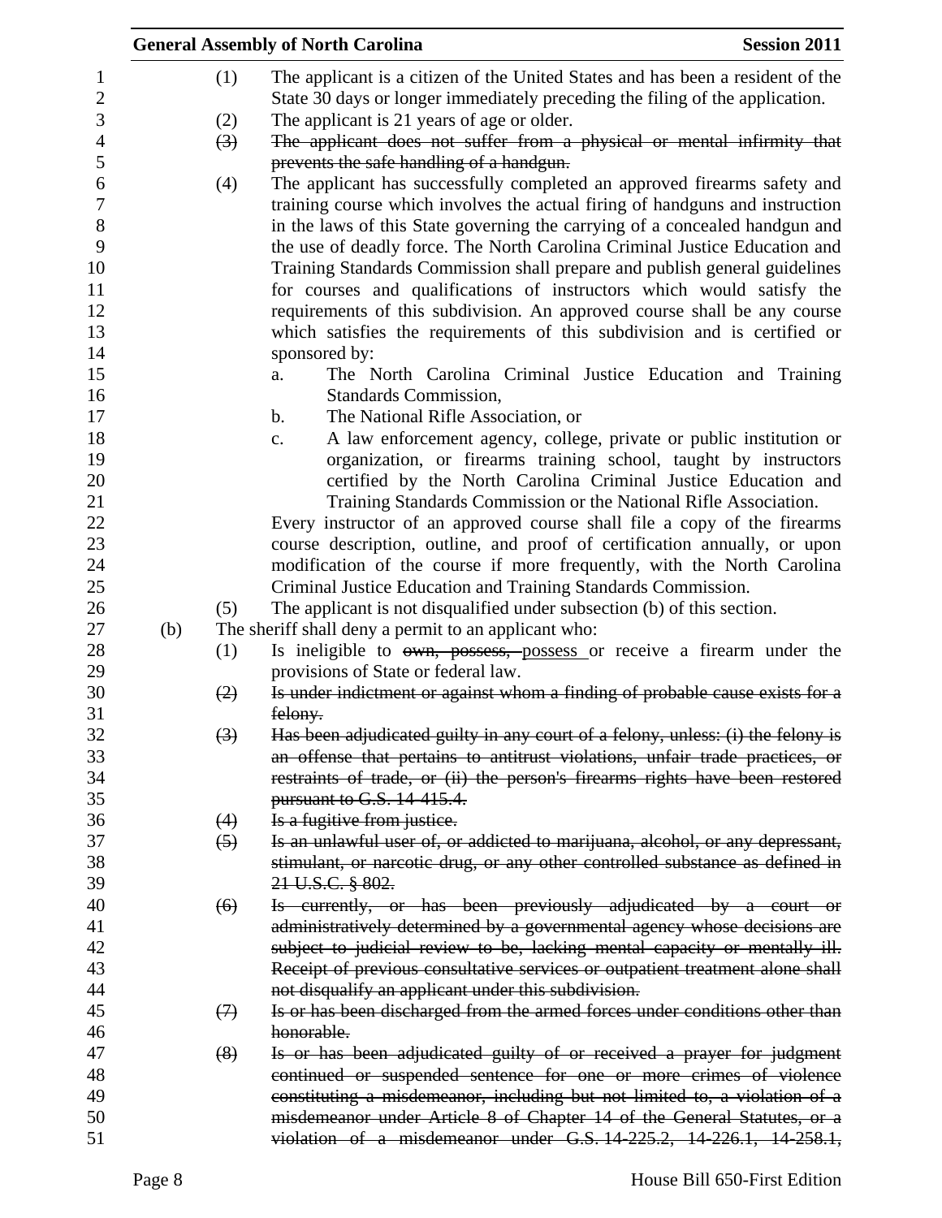(1) The applicant is a citizen of the United States and has been a resident of the State 30 days or longer immediately preceding the filing of the application.

(2) The applicant is 21 years of age or older.

~~(3) The applicant does not suffer from a physical or mental infirmity that prevents the safe handling of a handgun.~~

(4) The applicant has successfully completed an approved firearms safety and training course which involves the actual firing of handguns and instruction in the laws of this State governing the carrying of a concealed handgun and the use of deadly force. The North Carolina Criminal Justice Education and Training Standards Commission shall prepare and publish general guidelines for courses and qualifications of instructors which would satisfy the requirements of this subdivision. An approved course shall be any course which satisfies the requirements of this subdivision and is certified or sponsored by:

a. The North Carolina Criminal Justice Education and Training Standards Commission,

b. The National Rifle Association, or

c. A law enforcement agency, college, private or public institution or organization, or firearms training school, taught by instructors certified by the North Carolina Criminal Justice Education and Training Standards Commission or the National Rifle Association.

Every instructor of an approved course shall file a copy of the firearms course description, outline, and proof of certification annually, or upon modification of the course if more frequently, with the North Carolina Criminal Justice Education and Training Standards Commission.

(5) The applicant is not disqualified under subsection (b) of this section.

(b) The sheriff shall deny a permit to an applicant who:

(1) Is ineligible to ~~own, possess,~~ possess or receive a firearm under the provisions of State or federal law.

~~(2) Is under indictment or against whom a finding of probable cause exists for a felony.~~

~~(3) Has been adjudicated guilty in any court of a felony, unless: (i) the felony is an offense that pertains to antitrust violations, unfair trade practices, or restraints of trade, or (ii) the person's firearms rights have been restored pursuant to G.S. 14-415.4.~~

~~(4) Is a fugitive from justice.~~

~~(5) Is an unlawful user of, or addicted to marijuana, alcohol, or any depressant, stimulant, or narcotic drug, or any other controlled substance as defined in 21 U.S.C. § 802.~~

~~(6) Is currently, or has been previously adjudicated by a court or administratively determined by a governmental agency whose decisions are subject to judicial review to be, lacking mental capacity or mentally ill. Receipt of previous consultative services or outpatient treatment alone shall not disqualify an applicant under this subdivision.~~

~~(7) Is or has been discharged from the armed forces under conditions other than honorable.~~

~~(8) Is or has been adjudicated guilty of or received a prayer for judgment continued or suspended sentence for one or more crimes of violence constituting a misdemeanor, including but not limited to, a violation of a misdemeanor under Article 8 of Chapter 14 of the General Statutes, or a violation of a misdemeanor under G.S. 14-225.2, 14-226.1, 14-258.1,~~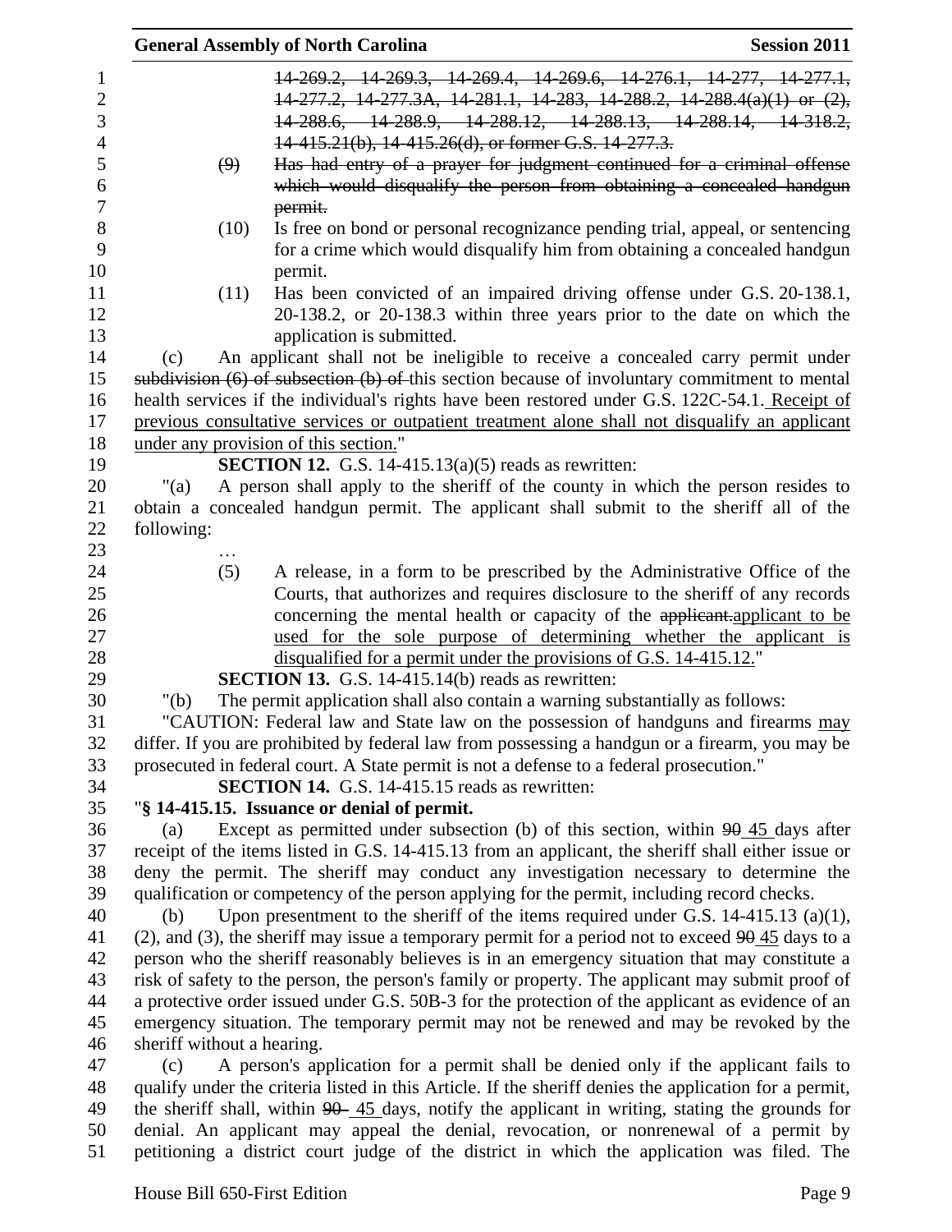14-269.2, 14-269.3, 14-269.4, 14-269.6, 14-276.1, 14-277, 14-277.1, 14-277.2, 14-277.3A, 14-281.1, 14-283, 14-288.2, 14-288.4(a)(1) or (2), 14-288.6, 14-288.9, 14-288.12, 14-288.13, 14-288.14, 14-318.2, 14-415.21(b), 14-415.26(d), or former G.S. 14-277.3.

(9) Has had entry of a prayer for judgment continued for a criminal offense which would disqualify the person from obtaining a concealed handgun permit.

(10) Is free on bond or personal recognizance pending trial, appeal, or sentencing for a crime which would disqualify him from obtaining a concealed handgun permit.

(11) Has been convicted of an impaired driving offense under G.S. 20-138.1, 20-138.2, or 20-138.3 within three years prior to the date on which the application is submitted.

(c) An applicant shall not be ineligible to receive a concealed carry permit under subdivision (6) of subsection (b) of this section because of involuntary commitment to mental health services if the individual's rights have been restored under G.S. 122C-54.1. Receipt of previous consultative services or outpatient treatment alone shall not disqualify an applicant under any provision of this section."

**SECTION 12.** G.S. 14-415.13(a)(5) reads as rewritten:

"(a) A person shall apply to the sheriff of the county in which the person resides to obtain a concealed handgun permit. The applicant shall submit to the sheriff all of the following:

…

(5) A release, in a form to be prescribed by the Administrative Office of the Courts, that authorizes and requires disclosure to the sheriff of any records concerning the mental health or capacity of the applicant.applicant to be used for the sole purpose of determining whether the applicant is disqualified for a permit under the provisions of G.S. 14-415.12."

**SECTION 13.** G.S. 14-415.14(b) reads as rewritten:

"(b) The permit application shall also contain a warning substantially as follows:

"CAUTION: Federal law and State law on the possession of handguns and firearms may differ. If you are prohibited by federal law from possessing a handgun or a firearm, you may be prosecuted in federal court. A State permit is not a defense to a federal prosecution."

**SECTION 14.** G.S. 14-415.15 reads as rewritten:

"**§ 14-415.15. Issuance or denial of permit.**

(a) Except as permitted under subsection (b) of this section, within 90 45 days after receipt of the items listed in G.S. 14-415.13 from an applicant, the sheriff shall either issue or deny the permit. The sheriff may conduct any investigation necessary to determine the qualification or competency of the person applying for the permit, including record checks.

(b) Upon presentment to the sheriff of the items required under G.S. 14-415.13 (a)(1), (2), and (3), the sheriff may issue a temporary permit for a period not to exceed 90 45 days to a person who the sheriff reasonably believes is in an emergency situation that may constitute a risk of safety to the person, the person's family or property. The applicant may submit proof of a protective order issued under G.S. 50B-3 for the protection of the applicant as evidence of an emergency situation. The temporary permit may not be renewed and may be revoked by the sheriff without a hearing.

(c) A person's application for a permit shall be denied only if the applicant fails to qualify under the criteria listed in this Article. If the sheriff denies the application for a permit, the sheriff shall, within 90 45 days, notify the applicant in writing, stating the grounds for denial. An applicant may appeal the denial, revocation, or nonrenewal of a permit by petitioning a district court judge of the district in which the application was filed. The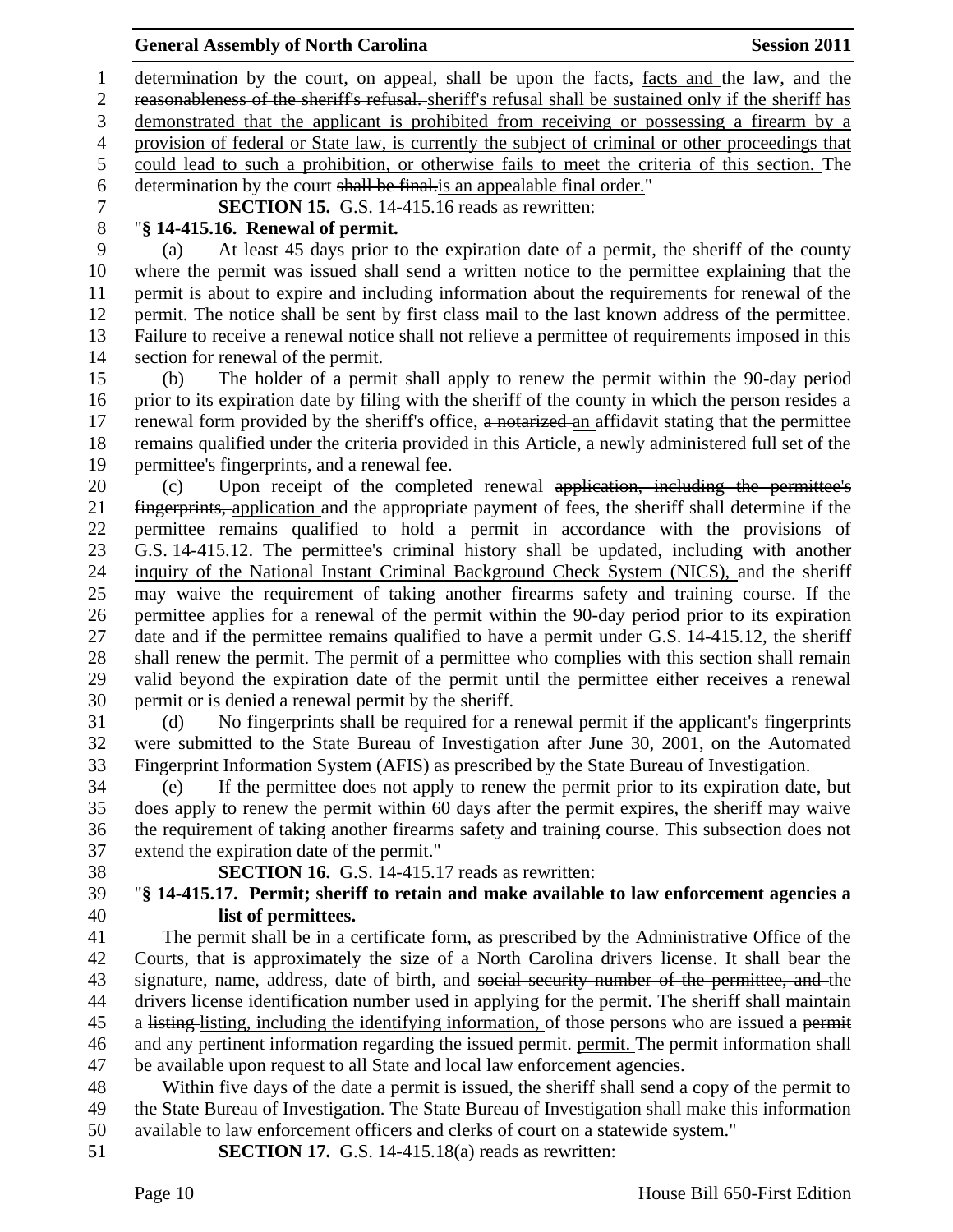determination by the court, on appeal, shall be upon the ~~facts,~~ facts and the law, and the ~~reasonableness of the sheriff's refusal.~~ sheriff's refusal shall be sustained only if the sheriff has demonstrated that the applicant is prohibited from receiving or possessing a firearm by a provision of federal or State law, is currently the subject of criminal or other proceedings that could lead to such a prohibition, or otherwise fails to meet the criteria of this section. The determination by the court ~~shall be final.~~is an appealable final order."

**SECTION 15.** G.S. 14-415.16 reads as rewritten:

"**§ 14-415.16. Renewal of permit.**

(a) At least 45 days prior to the expiration date of a permit, the sheriff of the county where the permit was issued shall send a written notice to the permittee explaining that the permit is about to expire and including information about the requirements for renewal of the permit. The notice shall be sent by first class mail to the last known address of the permittee. Failure to receive a renewal notice shall not relieve a permittee of requirements imposed in this section for renewal of the permit.

(b) The holder of a permit shall apply to renew the permit within the 90-day period prior to its expiration date by filing with the sheriff of the county in which the person resides a renewal form provided by the sheriff's office, ~~a notarized~~ an affidavit stating that the permittee remains qualified under the criteria provided in this Article, a newly administered full set of the permittee's fingerprints, and a renewal fee.

(c) Upon receipt of the completed renewal ~~application, including the permittee's fingerprints,~~ application and the appropriate payment of fees, the sheriff shall determine if the permittee remains qualified to hold a permit in accordance with the provisions of G.S. 14-415.12. The permittee's criminal history shall be updated, including with another inquiry of the National Instant Criminal Background Check System (NICS), and the sheriff may waive the requirement of taking another firearms safety and training course. If the permittee applies for a renewal of the permit within the 90-day period prior to its expiration date and if the permittee remains qualified to have a permit under G.S. 14-415.12, the sheriff shall renew the permit. The permit of a permittee who complies with this section shall remain valid beyond the expiration date of the permit until the permittee either receives a renewal permit or is denied a renewal permit by the sheriff.

(d) No fingerprints shall be required for a renewal permit if the applicant's fingerprints were submitted to the State Bureau of Investigation after June 30, 2001, on the Automated Fingerprint Information System (AFIS) as prescribed by the State Bureau of Investigation.

(e) If the permittee does not apply to renew the permit prior to its expiration date, but does apply to renew the permit within 60 days after the permit expires, the sheriff may waive the requirement of taking another firearms safety and training course. This subsection does not extend the expiration date of the permit."

**SECTION 16.** G.S. 14-415.17 reads as rewritten:

"**§ 14-415.17. Permit; sheriff to retain and make available to law enforcement agencies a list of permittees.**

The permit shall be in a certificate form, as prescribed by the Administrative Office of the Courts, that is approximately the size of a North Carolina drivers license. It shall bear the signature, name, address, date of birth, and ~~social security number of the permittee, and~~ the drivers license identification number used in applying for the permit. The sheriff shall maintain a ~~listing~~ listing, including the identifying information, of those persons who are issued a ~~permit and any pertinent information regarding the issued permit.~~ permit. The permit information shall be available upon request to all State and local law enforcement agencies.

Within five days of the date a permit is issued, the sheriff shall send a copy of the permit to the State Bureau of Investigation. The State Bureau of Investigation shall make this information available to law enforcement officers and clerks of court on a statewide system."

**SECTION 17.** G.S. 14-415.18(a) reads as rewritten: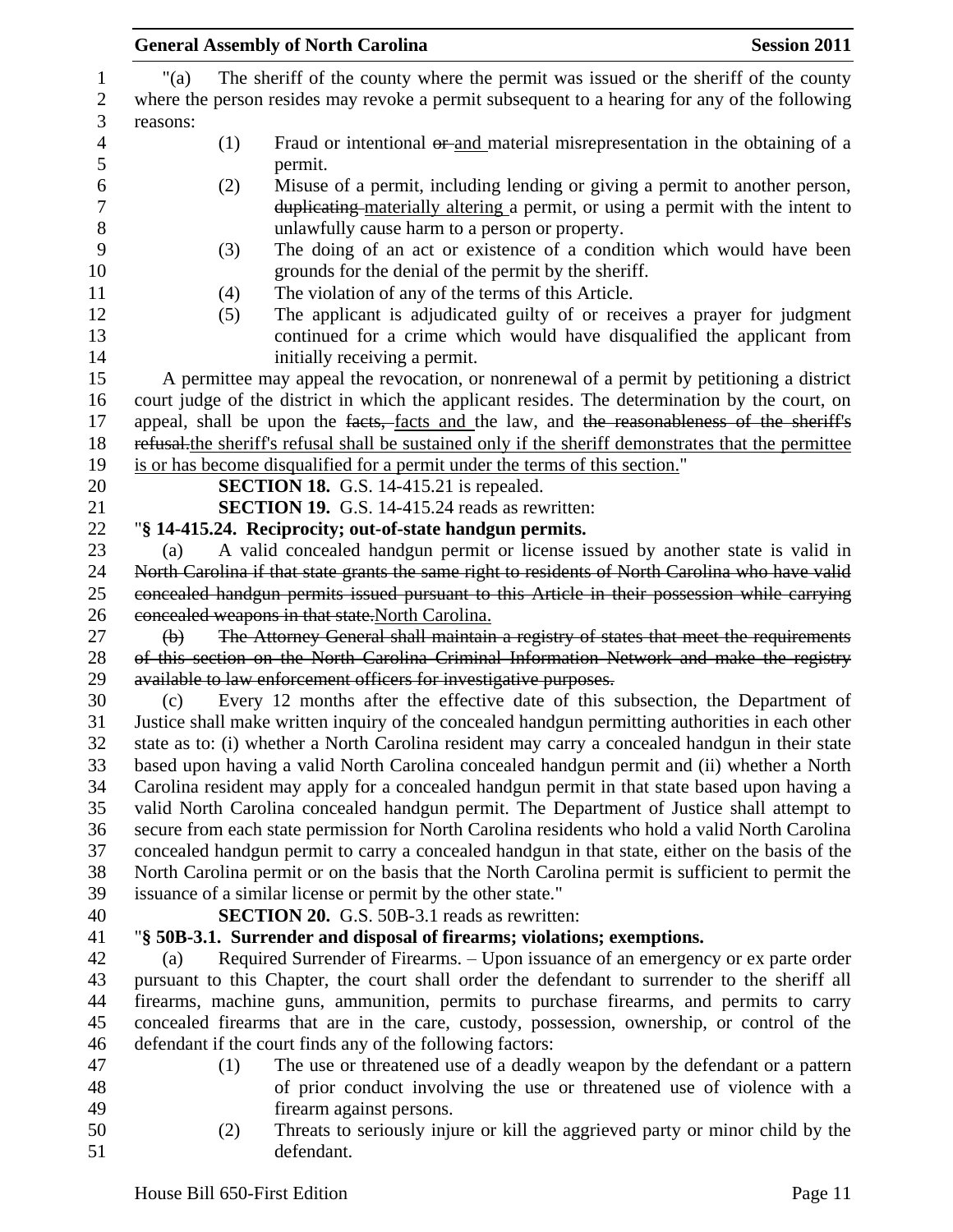"(a) The sheriff of the county where the permit was issued or the sheriff of the county where the person resides may revoke a permit subsequent to a hearing for any of the following reasons:

(1) Fraud or intentional ~~or~~ and material misrepresentation in the obtaining of a permit.

(2) Misuse of a permit, including lending or giving a permit to another person, ~~duplicating~~ materially altering a permit, or using a permit with the intent to unlawfully cause harm to a person or property.

(3) The doing of an act or existence of a condition which would have been grounds for the denial of the permit by the sheriff.

(4) The violation of any of the terms of this Article.

(5) The applicant is adjudicated guilty of or receives a prayer for judgment continued for a crime which would have disqualified the applicant from initially receiving a permit.

A permittee may appeal the revocation, or nonrenewal of a permit by petitioning a district court judge of the district in which the applicant resides. The determination by the court, on appeal, shall be upon the ~~facts,~~ facts and the law, and ~~the reasonableness of the sheriff's refusal.~~the sheriff's refusal shall be sustained only if the sheriff demonstrates that the permittee is or has become disqualified for a permit under the terms of this section."

**SECTION 18.** G.S. 14-415.21 is repealed.

**SECTION 19.** G.S. 14-415.24 reads as rewritten:

"**§ 14-415.24. Reciprocity; out-of-state handgun permits.**

(a) A valid concealed handgun permit or license issued by another state is valid in ~~North Carolina if that state grants the same right to residents of North Carolina who have valid concealed handgun permits issued pursuant to this Article in their possession while carrying concealed weapons in that state.~~North Carolina.

~~(b) The Attorney General shall maintain a registry of states that meet the requirements of this section on the North Carolina Criminal Information Network and make the registry available to law enforcement officers for investigative purposes.~~

(c) Every 12 months after the effective date of this subsection, the Department of Justice shall make written inquiry of the concealed handgun permitting authorities in each other state as to: (i) whether a North Carolina resident may carry a concealed handgun in their state based upon having a valid North Carolina concealed handgun permit and (ii) whether a North Carolina resident may apply for a concealed handgun permit in that state based upon having a valid North Carolina concealed handgun permit. The Department of Justice shall attempt to secure from each state permission for North Carolina residents who hold a valid North Carolina concealed handgun permit to carry a concealed handgun in that state, either on the basis of the North Carolina permit or on the basis that the North Carolina permit is sufficient to permit the issuance of a similar license or permit by the other state."

**SECTION 20.** G.S. 50B-3.1 reads as rewritten:

"**§ 50B-3.1. Surrender and disposal of firearms; violations; exemptions.**

(a) Required Surrender of Firearms. – Upon issuance of an emergency or ex parte order pursuant to this Chapter, the court shall order the defendant to surrender to the sheriff all firearms, machine guns, ammunition, permits to purchase firearms, and permits to carry concealed firearms that are in the care, custody, possession, ownership, or control of the defendant if the court finds any of the following factors:

(1) The use or threatened use of a deadly weapon by the defendant or a pattern of prior conduct involving the use or threatened use of violence with a firearm against persons.

(2) Threats to seriously injure or kill the aggrieved party or minor child by the defendant.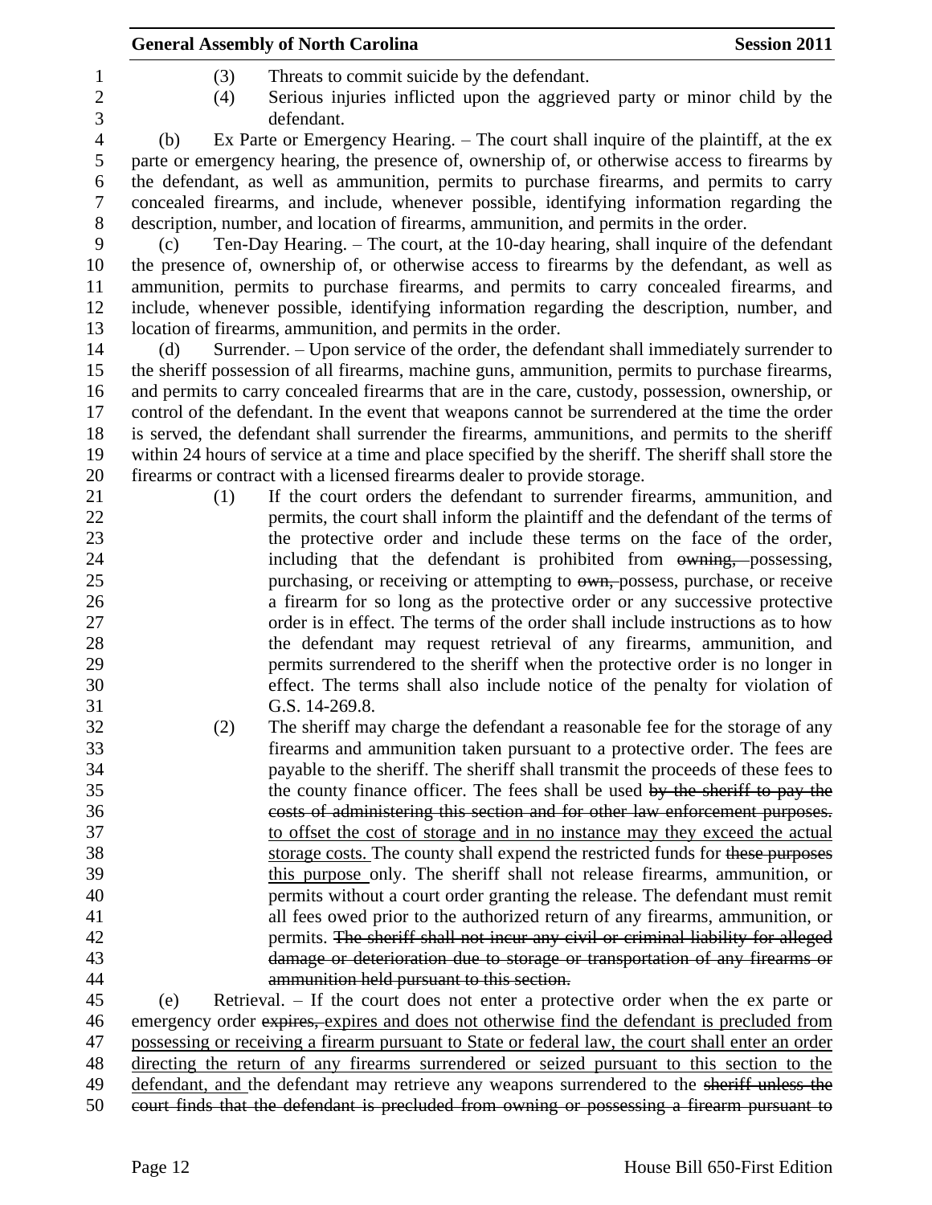(3) Threats to commit suicide by the defendant.

(4) Serious injuries inflicted upon the aggrieved party or minor child by the defendant.

(b) Ex Parte or Emergency Hearing. – The court shall inquire of the plaintiff, at the ex parte or emergency hearing, the presence of, ownership of, or otherwise access to firearms by the defendant, as well as ammunition, permits to purchase firearms, and permits to carry concealed firearms, and include, whenever possible, identifying information regarding the description, number, and location of firearms, ammunition, and permits in the order.

(c) Ten-Day Hearing. – The court, at the 10-day hearing, shall inquire of the defendant the presence of, ownership of, or otherwise access to firearms by the defendant, as well as ammunition, permits to purchase firearms, and permits to carry concealed firearms, and include, whenever possible, identifying information regarding the description, number, and location of firearms, ammunition, and permits in the order.

(d) Surrender. – Upon service of the order, the defendant shall immediately surrender to the sheriff possession of all firearms, machine guns, ammunition, permits to purchase firearms, and permits to carry concealed firearms that are in the care, custody, possession, ownership, or control of the defendant. In the event that weapons cannot be surrendered at the time the order is served, the defendant shall surrender the firearms, ammunitions, and permits to the sheriff within 24 hours of service at a time and place specified by the sheriff. The sheriff shall store the firearms or contract with a licensed firearms dealer to provide storage.

(1) If the court orders the defendant to surrender firearms, ammunition, and permits, the court shall inform the plaintiff and the defendant of the terms of the protective order and include these terms on the face of the order, including that the defendant is prohibited from ~~owning,~~ possessing, purchasing, or receiving or attempting to ~~own,~~ possess, purchase, or receive a firearm for so long as the protective order or any successive protective order is in effect. The terms of the order shall include instructions as to how the defendant may request retrieval of any firearms, ammunition, and permits surrendered to the sheriff when the protective order is no longer in effect. The terms shall also include notice of the penalty for violation of G.S. 14-269.8.

(2) The sheriff may charge the defendant a reasonable fee for the storage of any firearms and ammunition taken pursuant to a protective order. The fees are payable to the sheriff. The sheriff shall transmit the proceeds of these fees to the county finance officer. The fees shall be used ~~by the sheriff to pay the costs of administering this section and for other law enforcement purposes.~~ <u>to offset the cost of storage and in no instance may they exceed the actual storage costs.</u> The county shall expend the restricted funds for ~~these purposes~~ <u>this purpose</u> only. The sheriff shall not release firearms, ammunition, or permits without a court order granting the release. The defendant must remit all fees owed prior to the authorized return of any firearms, ammunition, or permits. ~~The sheriff shall not incur any civil or criminal liability for alleged damage or deterioration due to storage or transportation of any firearms or ammunition held pursuant to this section.~~

(e) Retrieval. – If the court does not enter a protective order when the ex parte or emergency order ~~expires,~~ <u>expires and does not otherwise find the defendant is precluded from possessing or receiving a firearm pursuant to State or federal law, the court shall enter an order directing the return of any firearms surrendered or seized pursuant to this section to the defendant, and</u> the defendant may retrieve any weapons surrendered to the ~~sheriff unless the court finds that the defendant is precluded from owning or possessing a firearm pursuant to~~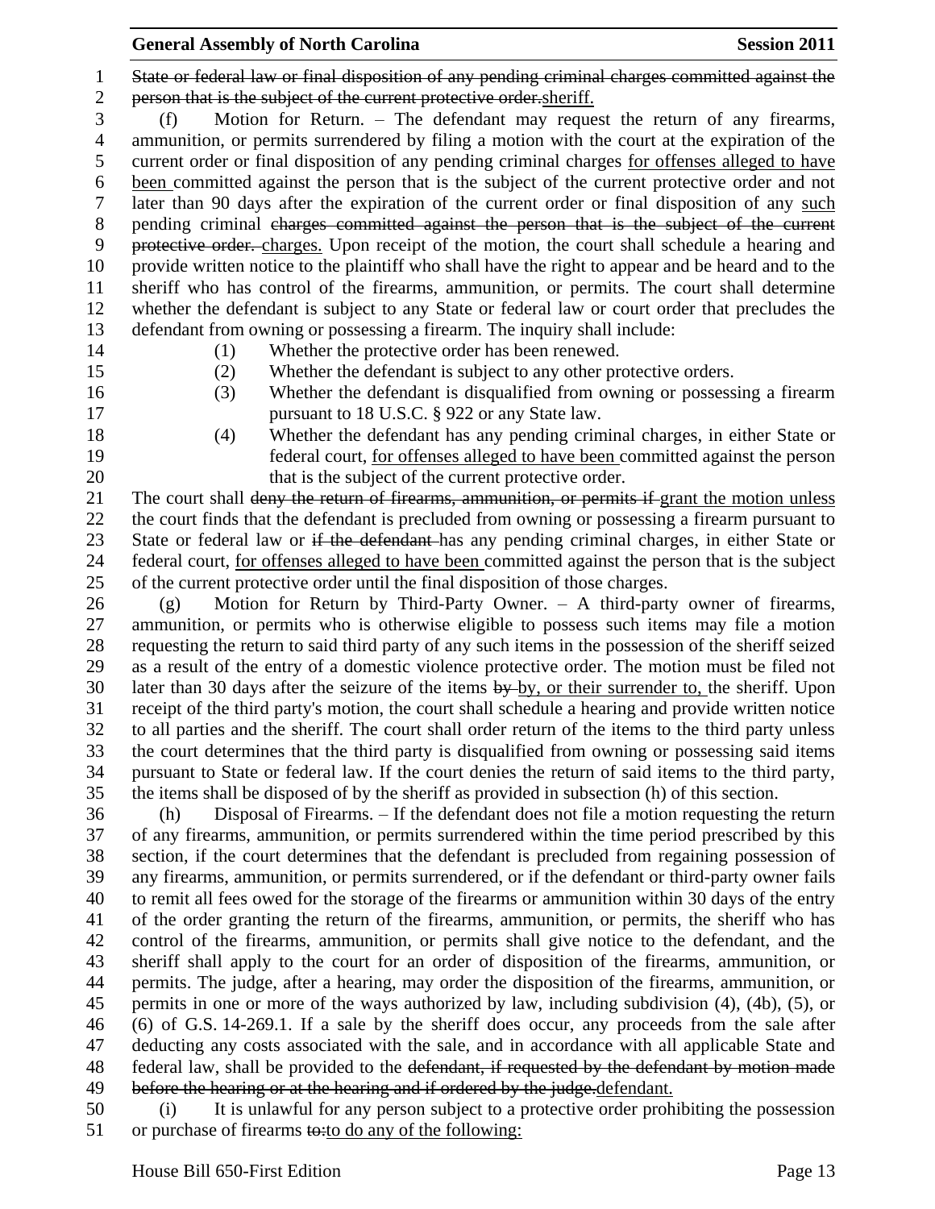~~State or federal law or final disposition of any pending criminal charges committed against the person that is the subject of the current protective order.~~sheriff.

(f) Motion for Return. – The defendant may request the return of any firearms, ammunition, or permits surrendered by filing a motion with the court at the expiration of the current order or final disposition of any pending criminal charges <u>for offenses alleged to have been</u> committed against the person that is the subject of the current protective order and not later than 90 days after the expiration of the current order or final disposition of any <u>such</u> pending criminal ~~charges committed against the person that is the subject of the current protective order.~~ <u>charges.</u> Upon receipt of the motion, the court shall schedule a hearing and provide written notice to the plaintiff who shall have the right to appear and be heard and to the sheriff who has control of the firearms, ammunition, or permits. The court shall determine whether the defendant is subject to any State or federal law or court order that precludes the defendant from owning or possessing a firearm. The inquiry shall include:

(1) Whether the protective order has been renewed.

(2) Whether the defendant is subject to any other protective orders.

(3) Whether the defendant is disqualified from owning or possessing a firearm pursuant to 18 U.S.C. § 922 or any State law.

(4) Whether the defendant has any pending criminal charges, in either State or federal court, <u>for offenses alleged to have been</u> committed against the person that is the subject of the current protective order.

The court shall ~~deny the return of firearms, ammunition, or permits if~~ <u>grant the motion unless</u> the court finds that the defendant is precluded from owning or possessing a firearm pursuant to State or federal law or ~~if the defendant~~ has any pending criminal charges, in either State or federal court, <u>for offenses alleged to have been</u> committed against the person that is the subject of the current protective order until the final disposition of those charges.

(g) Motion for Return by Third-Party Owner. – A third-party owner of firearms, ammunition, or permits who is otherwise eligible to possess such items may file a motion requesting the return to said third party of any such items in the possession of the sheriff seized as a result of the entry of a domestic violence protective order. The motion must be filed not later than 30 days after the seizure of the items ~~by~~ <u>by, or their surrender to,</u> the sheriff. Upon receipt of the third party's motion, the court shall schedule a hearing and provide written notice to all parties and the sheriff. The court shall order return of the items to the third party unless the court determines that the third party is disqualified from owning or possessing said items pursuant to State or federal law. If the court denies the return of said items to the third party, the items shall be disposed of by the sheriff as provided in subsection (h) of this section.

(h) Disposal of Firearms. – If the defendant does not file a motion requesting the return of any firearms, ammunition, or permits surrendered within the time period prescribed by this section, if the court determines that the defendant is precluded from regaining possession of any firearms, ammunition, or permits surrendered, or if the defendant or third-party owner fails to remit all fees owed for the storage of the firearms or ammunition within 30 days of the entry of the order granting the return of the firearms, ammunition, or permits, the sheriff who has control of the firearms, ammunition, or permits shall give notice to the defendant, and the sheriff shall apply to the court for an order of disposition of the firearms, ammunition, or permits. The judge, after a hearing, may order the disposition of the firearms, ammunition, or permits in one or more of the ways authorized by law, including subdivision (4), (4b), (5), or (6) of G.S. 14-269.1. If a sale by the sheriff does occur, any proceeds from the sale after deducting any costs associated with the sale, and in accordance with all applicable State and federal law, shall be provided to the ~~defendant, if requested by the defendant by motion made before the hearing or at the hearing and if ordered by the judge.~~<u>defendant.</u>

(i) It is unlawful for any person subject to a protective order prohibiting the possession or purchase of firearms ~~to:~~<u>to do any of the following:</u>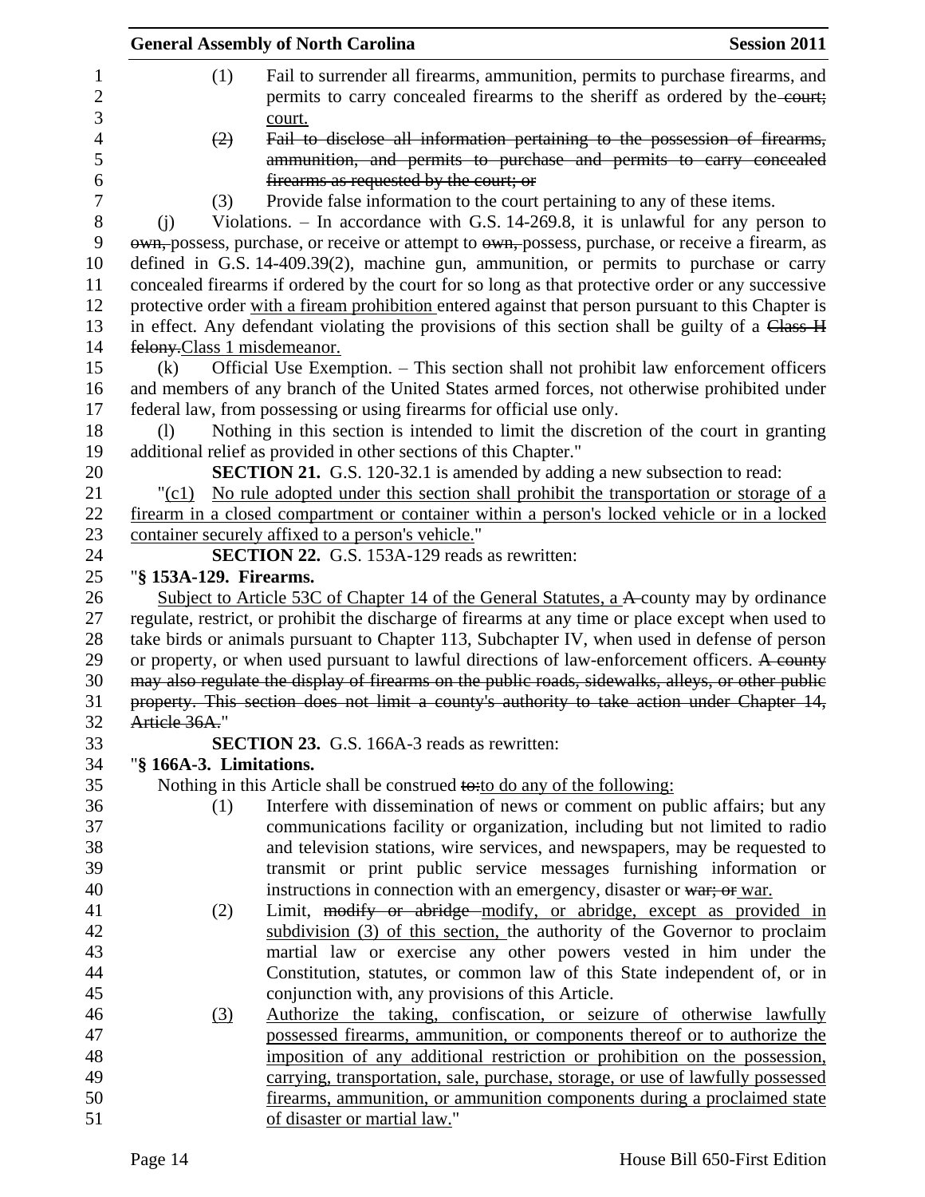(1) Fail to surrender all firearms, ammunition, permits to purchase firearms, and permits to carry concealed firearms to the sheriff as ordered by the ~~court;~~ court.

~~(2) Fail to disclose all information pertaining to the possession of firearms, ammunition, and permits to purchase and permits to carry concealed firearms as requested by the court; or~~

(3) Provide false information to the court pertaining to any of these items.

(j) Violations. – In accordance with G.S. 14-269.8, it is unlawful for any person to ~~own,~~ possess, purchase, or receive or attempt to ~~own,~~ possess, purchase, or receive a firearm, as defined in G.S. 14-409.39(2), machine gun, ammunition, or permits to purchase or carry concealed firearms if ordered by the court for so long as that protective order or any successive protective order with a fiream prohibition entered against that person pursuant to this Chapter is in effect. Any defendant violating the provisions of this section shall be guilty of a ~~Class H felony.~~ Class 1 misdemeanor.

(k) Official Use Exemption. – This section shall not prohibit law enforcement officers and members of any branch of the United States armed forces, not otherwise prohibited under federal law, from possessing or using firearms for official use only.

(l) Nothing in this section is intended to limit the discretion of the court in granting additional relief as provided in other sections of this Chapter."

**SECTION 21.** G.S. 120-32.1 is amended by adding a new subsection to read:

"(c1) No rule adopted under this section shall prohibit the transportation or storage of a firearm in a closed compartment or container within a person's locked vehicle or in a locked container securely affixed to a person's vehicle."

**SECTION 22.** G.S. 153A-129 reads as rewritten:

"**§ 153A-129. Firearms.**

Subject to Article 53C of Chapter 14 of the General Statutes, a ~~A~~ county may by ordinance regulate, restrict, or prohibit the discharge of firearms at any time or place except when used to take birds or animals pursuant to Chapter 113, Subchapter IV, when used in defense of person or property, or when used pursuant to lawful directions of law-enforcement officers. ~~A county may also regulate the display of firearms on the public roads, sidewalks, alleys, or other public property. This section does not limit a county's authority to take action under Chapter 14, Article 36A.~~"

**SECTION 23.** G.S. 166A-3 reads as rewritten:

"**§ 166A-3. Limitations.**

Nothing in this Article shall be construed ~~to:~~ to do any of the following:

(1) Interfere with dissemination of news or comment on public affairs; but any communications facility or organization, including but not limited to radio and television stations, wire services, and newspapers, may be requested to transmit or print public service messages furnishing information or instructions in connection with an emergency, disaster or ~~war; or~~ war.

(2) Limit, ~~modify or abridge~~ modify, or abridge, except as provided in subdivision (3) of this section, the authority of the Governor to proclaim martial law or exercise any other powers vested in him under the Constitution, statutes, or common law of this State independent of, or in conjunction with, any provisions of this Article.

(3) Authorize the taking, confiscation, or seizure of otherwise lawfully possessed firearms, ammunition, or components thereof or to authorize the imposition of any additional restriction or prohibition on the possession, carrying, transportation, sale, purchase, storage, or use of lawfully possessed firearms, ammunition, or ammunition components during a proclaimed state of disaster or martial law."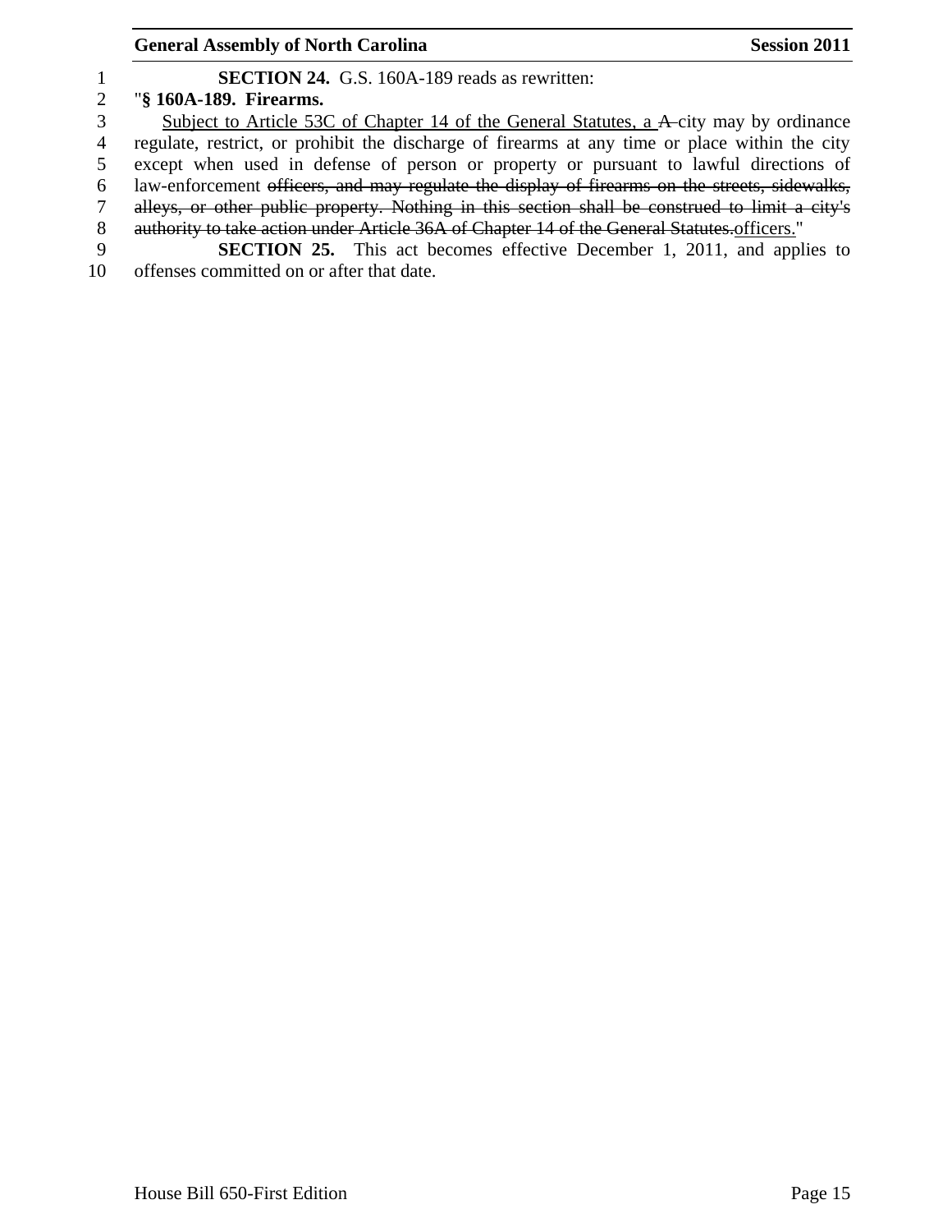**SECTION 24.** G.S. 160A-189 reads as rewritten:

"**§ 160A-189. Firearms.**

<u>Subject to Article 53C of Chapter 14 of the General Statutes, a</u> ~~A~~ city may by ordinance regulate, restrict, or prohibit the discharge of firearms at any time or place within the city except when used in defense of person or property or pursuant to lawful directions of law-enforcement ~~officers, and may regulate the display of firearms on the streets, sidewalks, alleys, or other public property. Nothing in this section shall be construed to limit a city's authority to take action under Article 36A of Chapter 14 of the General Statutes.~~<u>officers.</u>"

**SECTION 25.** This act becomes effective December 1, 2011, and applies to offenses committed on or after that date.